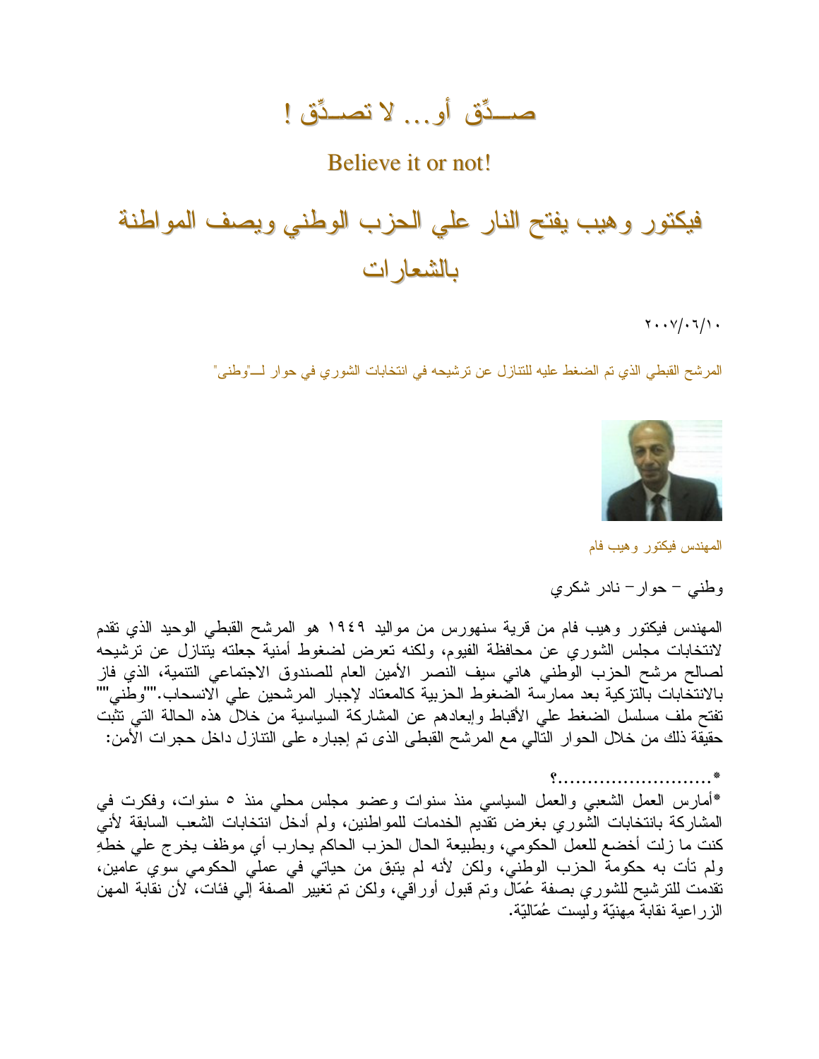# صــدِّق أو... لا تصــدِّق !

## Believe it or not!

# فيكتور وهيب يفتح النار علي الحزب الوطني ويصف المواطنة بالشعارات

٢٠٠٧/٠٦/١٠

المرشح القبطي الذي تم الضغط عليه للتنازل عن ترشيحه في انتخابات الشوري في حوار لــ"وطنى"

المهندس فيكتور وهيب فام

وطني – حوار – نادر شكري

المهندس فيكتور وهيب فام من قرية سنهورس من مواليد ١٩٤٩ هو المرشح القبطي الوحيد الذي تقدم لانتخابات مجلس الشوري عن محافظة الفيوم، ولكنه تعرض لضغوط أمنية جعلته يتنازل عن ترشيحه لصالح مرشح الحزب الوطني هاني سيف النصر الأمين العام للصندوق الاجتماعي التنمية، الذي فاز بالانتخابات بالتزكية بعد ممارسة الضغوط الحزبية كالمعتاد لإجبار المرشحين علي الانسحاب.""وطني"" تفتح ملف مسلسل الضغط علي الأقباط وإبعادهم عن المشاركة السياسية من خلال هذه الحالة التي تثبت حقيقة ذلك من خلال الحوار التالي مع المرشح القبطى الذى تم إجباره على التنازل داخل حجرات الأمن:

*..........................؟

*أمارس العمل الشعبي والعمل السياسي منذ سنوات وعضو مجلس محلي منذ ٥ سنوات، وفكرت في المشاركة بانتخابات الشوري بغرض تقديم الخدمات للمواطنين، ولم أدخل انتخابات الشعب السابقة لأني كنت ما زلت أخضع للعمل الحكومي، وبطبيعة الحال الحزب الحاكم يحارب أي موظف يخرج علي خطهِ ولم تأت به حكومة الحزب الوطني، ولكن لأنه لم يتبق من حياتي في عملي الحكومي سوي عامين، تقدمت للترشيح للشوري بصفة عُمّال وتم قبول أوراقي، ولكن تم تغيير الصفة إلي فئات، لأن نقابة المهن الزراعية نقابة مِهنيّة وليست عُمّاليّة.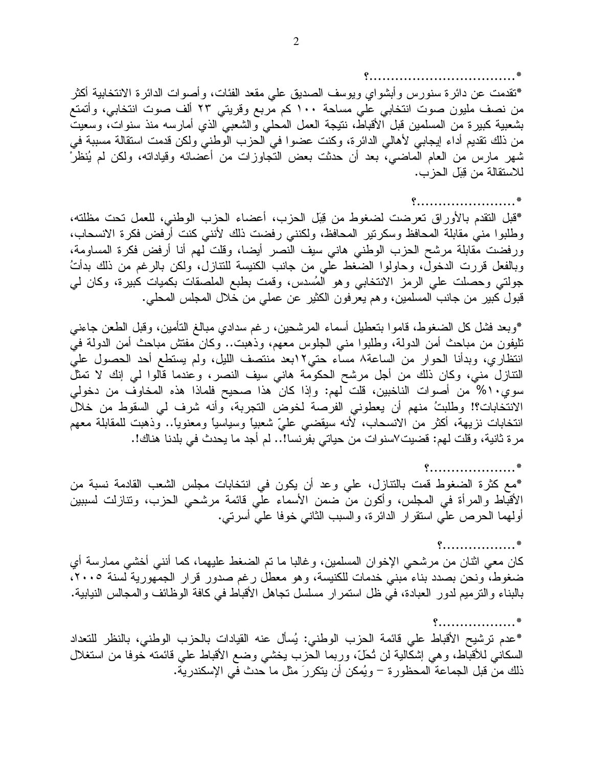*.................................؟

*تقدمت عن دائرة سنورس وأبشواي ويوسف الصديق علي مقعد الفئات، وأصوات الدائرة الانتخابية أكثر من نصف مليون صوت انتخابي علي مساحة ١٠٠ كم مربع وقريتي ٢٣ ألف صوت انتخابي، وأتمتع بشعبية كبيرة من المسلمين قبل الأقباط، نتيجة العمل المحلي والشعبي الذي أمارسه منذ سنوات، وسعيت من ذلك تقديم أداء إيجابي لأهالي الدائرة، وكنت عضوا في الحزب الوطني ولكن قدمت استقالة مسببة في شهر مارس من العام الماضي، بعد أن حدثت بعض التجاوزات من أعضائه وقياداته، ولكن لم يُنظرْ للاستقالة من قِبَل الحزب.

*......................؟

*قبل التقدم بالأوراق تعرضت لضغوط من قِبَل الحزب، أعضاء الحزب الوطني، للعمل تحت مظلته، وطلبوا مني مقابلة المحافظ وسكرتير المحافظ، ولكنني رفضت ذلك لأنني كنت أرفض فكرة الانسحاب، ورفضت مقابلة مرشح الحزب الوطني هاني سيف النصر أيضا، وقلت لهم أنا أرفض فكرة المساومة، وبالفعل قررت الدخول، وحاولوا الضغط علي من جانب الكنيسة للتنازل، ولكن بالرغم من ذلك بدأتُ جولتي وحصلت علي الرمز الانتخابي وهو المُسدس، وقمت بطبع الملصقات بكميات كبيرة، وكان لي قبول كبير من جانب المسلمين، وهم يعرفون الكثير عن عملي من خلال المجلس المحلي.

*وبعد فشل كل الضغوط، قاموا بتعطيل أسماء المرشحين، رغم سدادي مبالغ التأمين، وقبل الطعن جاءني تليفون من مباحث أمن الدولة، وطلبوا مني الجلوس معهم، وذهبت.. وكان مفتش مباحث أمن الدولة في انتظاري، وبدأنا الحوار من الساعة٨ مساء حتي١٢بعد منتصف الليل، ولم يستطع أحد الحصول علي التنازل مني، وكان ذلك من أجل مرشح الحكومة هاني سيف النصر، وعندما قالوا لي إنك لا تمثل سوي١٠% من أصوات الناخبين، قلت لهم: وإذا كان هذا صحيح فلماذا هذه المخاوف من دخولي الانتخابات؟! وطلبتُ منهم أن يعطوني الفرصة لخوض التجربة، وأنه شرف لي السقوط من خلال انتخابات نزيهة، أكثر من الانسحاب، لأنه سيقضي عليّ شعبياً وسياسياً ومعنوياً.. وذهبت للمقابلة معهم مرة ثانية، وقلت لهم: قضيت٧سنوات من حياتي بفرنسا!.. لم أجد ما يحدث في بلدنا هناك!.

*...................؟

*مع كثرة الضغوط قمت بالتنازل، علي وعد أن يكون في انتخابات مجلس الشعب القادمة نسبة من الأقباط والمرأة في المجلس، وأكون من ضمن الأسماء علي قائمة مرشحي الحزب، وتنازلت لسببين أولهما الحرص علي استقرار الدائرة، والسبب الثاني خوفا علي أسرتي.

*.................؟

كان معي اثنان من مرشحي الإخوان المسلمين، وغالبا ما تم الضغط عليهما، كما أنني أخشي ممارسة أي ضغوط، ونحن بصدد بناء مبني خدمات للكنيسة، وهو معطل رغم صدور قرار الجمهورية لسنة ٢٠٠٥، بالبناء والترميم لدور العبادة، في ظل استمرار مسلسل تجاهل الأقباط في كافة الوظائف والمجالس النيابية.

*.................؟

*عدم ترشيح الأقباط علي قائمة الحزب الوطني: يُسأل عنه القيادات بالحزب الوطني، بالنظر للتعداد السكاني للأقباط، وهي إشكالية لن تُحَلّ، وربما الحزب يخشي وضع الأقباط علي قائمته خوفا من استغلال ذلك من قبل الجماعة المحظورة – ويُمكن أن يتكررَ مثل ما حدث في الإسكندرية.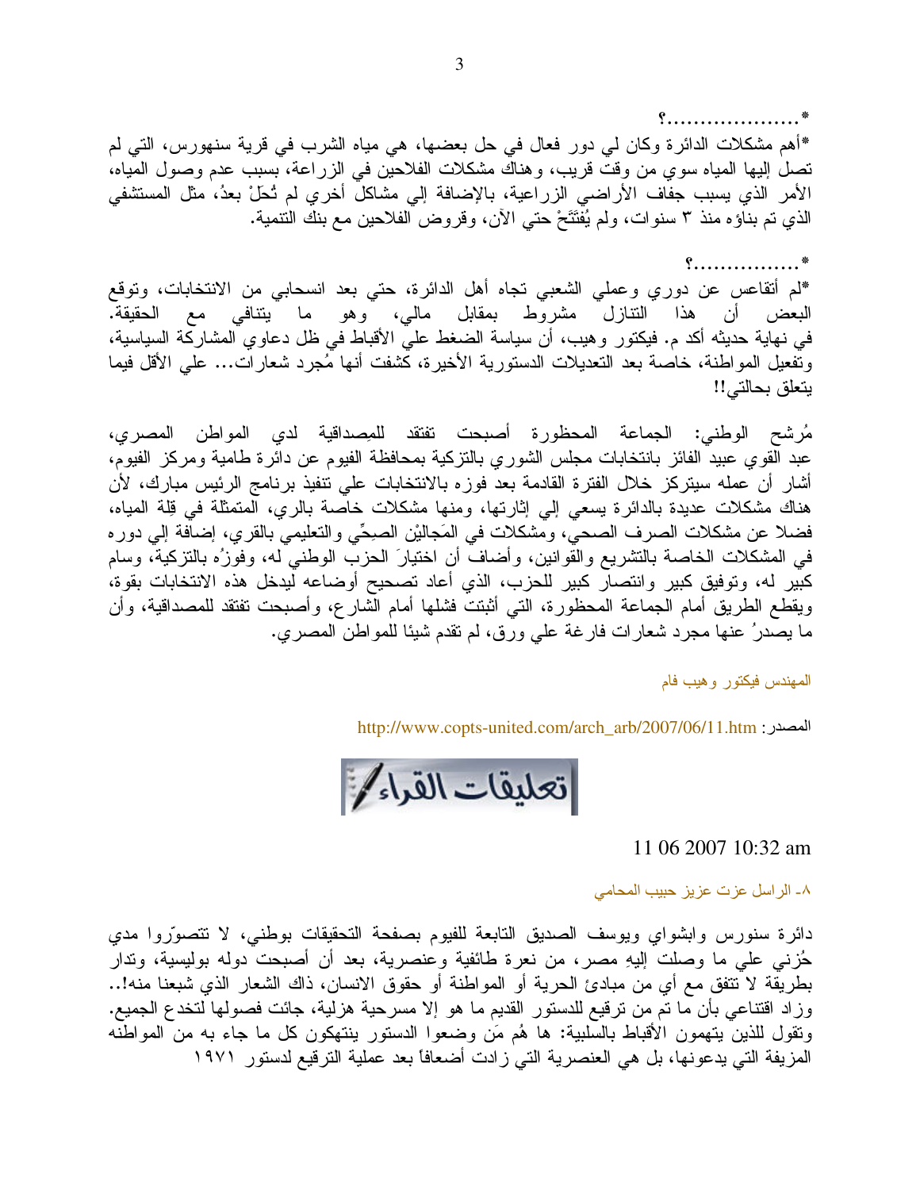*....................؟

*أهم مشكلات الدائرة وكان لي دور فعال في حل بعضها، هي مياه الشرب في قرية سنهورس، التي لم تصل إليها المياه سوي من وقت قريب، وهناك مشكلات الفلاحين في الزراعة، بسبب عدم وصول المياه، الأمر الذي يسبب جفاف الأراضي الزراعية، بالإضافة إلي مشاكل أخري لم تُحَلْ بعدُ، مثل المستشفي الذي تم بناؤه منذ ٣ سنوات، ولم يُفْتَتَحْ حتي الآن، وقروض الفلاحين مع بنك التنمية.

*................؟

*لم أتقاعس عن دوري وعملي الشعبي تجاه أهل الدائرة، حتي بعد انسحابي من الانتخابات، وتوقع البعض أن هذا التنازل مشروط بمقابل مالي، وهو ما يتنافي مع الحقيقة.
في نهاية حديثه أكد م. فيكتور وهيب، أن سياسة الضغط علي الأقباط في ظل دعاوي المشاركة السياسية، وتفعيل المواطنة، خاصة بعد التعديلات الدستورية الأخيرة، كشفت أنها مُجرد شعارات... علي الأقل فيما يتعلق بحالتي!!

مُرشح الوطني: الجماعة المحظورة أصبحت تفتقد للمِصداقية لدي المواطن المصري،
عبد القوي عبيد الفائز بانتخابات مجلس الشوري بالتزكية بمحافظة الفيوم عن دائرة طامية ومركز الفيوم، أشار أن عمله سيتركز خلال الفترة القادمة بعد فوزه بالانتخابات علي تنفيذ برنامج الرئيس مبارك، لأن هناك مشكلات عديدة بالدائرة يسعي إلي إثارتها، ومنها مشكلات خاصة بالري، المتمثلة في قِلة المياه، فضلا عن مشكلات الصرف الصحي، ومشكلات في المَجاليْن الصحِّي والتعليمي بالقري، إضافة إلي دوره في المشكلات الخاصة بالتشريع والقوانين، وأضاف أن اختيارَ الحزب الوطني له، وفوزُه بالتزكية، وسام كبير له، وتوفيق كبير وانتصار كبير للحزب، الذي أعاد تصحيح أوضاعه ليدخل هذه الانتخابات بقوة، ويقطع الطريق أمام الجماعة المحظورة، التي أثبتت فشلها أمام الشارع، وأصبحت تفتقد للمصداقية، وأن ما يصدرُ عنها مجرد شعارات فارغة علي ورق، لم تقدم شيئا للمواطن المصري.

المهندس فيكتور وهيب فام

المصدر: http://www.copts-united.com/arch_arb/2007/06/11.htm

تعليقات القراء

11 06 2007 10:32 am

٨- الراسل عزت عزيز حبيب المحامي

دائرة سنورس وابشواي ويوسف الصديق التابعة للفيوم بصفحة التحقيقات بوطني، لا تتصوّروا مدي حُزني علي ما وصلت إليهِ مصر، من نعرة طائفية وعنصرية، بعد أن أصبحت دوله بوليسية، وتدار بطريقة لا تتفق مع أي من مبادئ الحرية أو المواطنة أو حقوق الانسان، ذاك الشعار الذي شبعنا منه!.. وزاد اقتناعي بأن ما تم من ترقيع للدستور القديم ما هو إلا مسرحية هزلية، جائت فصولها لتخدع الجميع. وتقول للذين يتهمون الأقباط بالسلبية: ها هُم مَن وضعوا الدستور ينتهكون كل ما جاء به من المواطنه المزيفة التي يدعونها، بل هي العنصرية التي زادت أضعافاً بعد عملية الترقيع لدستور ١٩٧١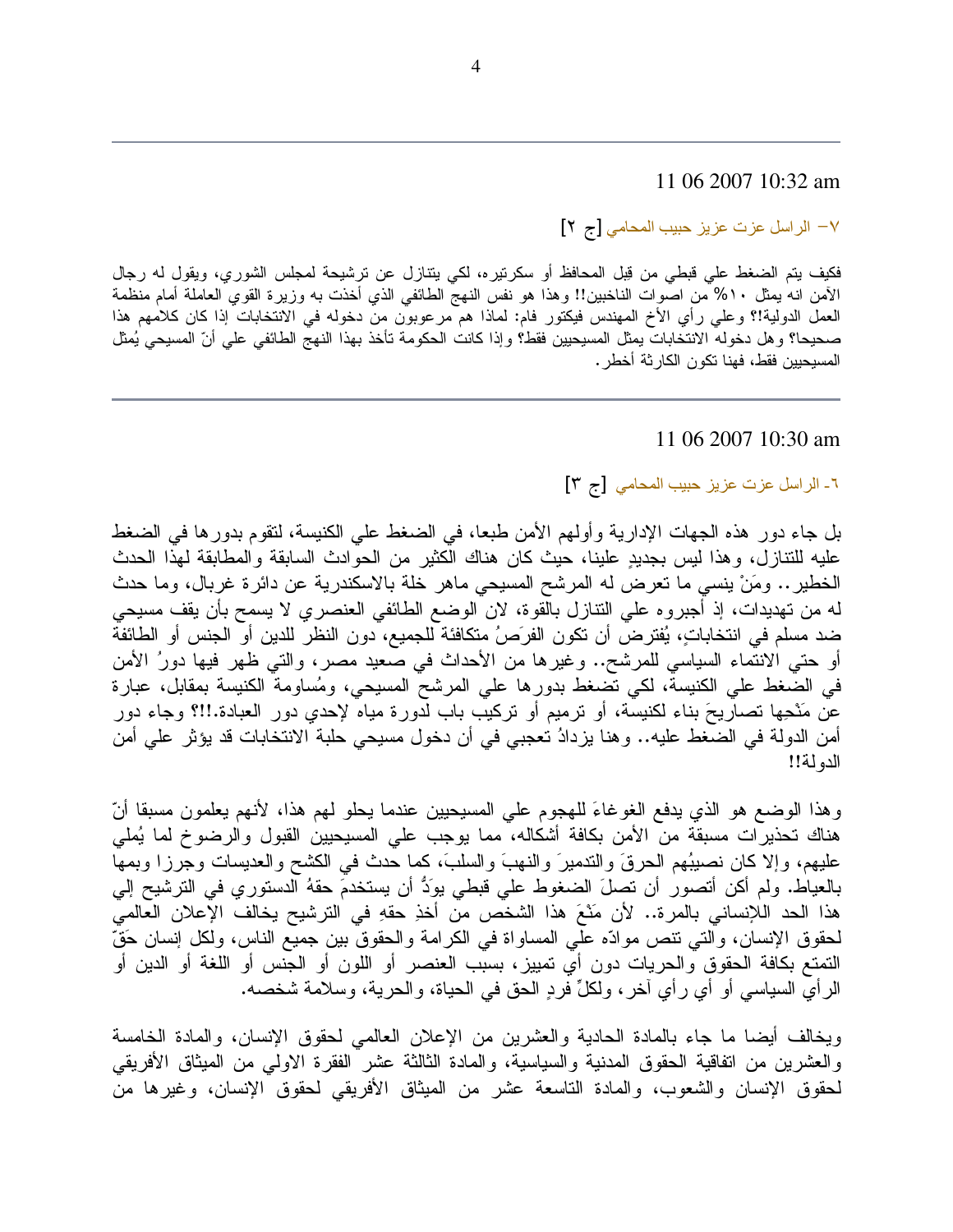11 06 2007 10:32 am

٧- الراسل عزت عزيز حبيب المحامي [ج ٢]

فكيف يتم الضغط علي قبطي من قِبل المحافظ أو سكرتيره، لكي يتنازل عن ترشيحة لمجلس الشوري، ويقول له رجال الأمن انه يمثل ١٠% من اصوات الناخبين!! وهذا هو نفس النهج الطائفي الذي أخذت به وزيرة القوي العاملة أمام منظمة العمل الدولية!؟ وعلي رأي الأخ المهندس فيكتور فام: لماذا هم مرعوبون من دخوله في الانتخابات إذا كان كلامهم هذا صحيحا؟ وهل دخوله الانتخابات يمثل المسيحيين فقط؟ وإذا كانت الحكومة تأخذ بهذا النهج الطائفي علي أنّ المسيحي يُمثل المسيحيين فقط، فهنا تكون الكارثة أخطر.

---

11 06 2007 10:30 am

٦- الراسل عزت عزيز حبيب المحامي [ج ٣]

بل جاء دور هذه الجهات الإدارية وأولهم الأمن طبعا، في الضغط علي الكنيسة، لتقوم بدورها في الضغط عليه للتنازل، وهذا ليس بجديدٍ علينا، حيث كان هناك الكثير من الحوادث السابقة والمطابقة لهذا الحدث الخطير.. ومَنْ ينسي ما تعرض له المرشح المسيحي ماهر خلة بالاسكندرية عن دائرة غربال، وما حدث له من تهديدات، إذ أجبروه علي التنازل بالقوة، لان الوضع الطائفي العنصري لا يسمح بأن يقف مسيحي ضد مسلم في انتخاباتٍ، يُفترض أن تكون الفرَصُ متكافئة للجميع، دون النظر للدين أو الجنس أو الطائفة أو حتي الانتماء السياسي للمرشح.. وغيرها من الأحداث في صعيد مصر، والتي ظهر فيها دورُ الأمن في الضغط علي الكنيسة، لكي تضغط بدورها علي المرشح المسيحي، ومُساومة الكنيسة بمقابل، عبارة عن مَنْحِها تصاريحَ بناء لكنيسة، أو ترميم أو تركيب باب لدورة مياه لإحدي دور العبادة.!!؟ وجاء دور أمن الدولة في الضغط عليه.. وهنا يزدادُ تعجبي في أن دخول مسيحي حلبة الانتخابات قد يؤثر علي أمن الدولة!!

وهذا الوضع هو الذي يدفع الغوغاءَ للهجوم علي المسيحيين عندما يحلو لهم هذا، لأنهم يعلمون مسبقا أنّ هناك تحذيرات مسبقة من الأمن بكافة أشكاله، مما يوجب علي المسيحيين القبول والرضوخ لما يُملي عليهم، وإلا كان نصيبُهم الحرقَ والتدميرَ والنهبَ والسلبَ، كما حدث في الكشح والعديسات وجرزا وبمها بالعياط. ولم أكن أتصور أن تصلَ الضغوط علي قبطي يودُّ أن يستخدمَ حقهُ الدستوري في الترشيح إلي هذا الحد اللاإنساني بالمرة.. لأن مَنْعَ هذا الشخص من أخذِ حقهِ في الترشيح يخالف الإعلان العالمي لحقوق الإنسان، والتي تنص موادّه علي المساواة في الكرامة والحقوق بين جميع الناس، ولكل إنسان حَقّ التمتع بكافة الحقوق والحريات دون أي تمييز، بسبب العنصر أو اللون أو الجنس أو اللغة أو الدين أو الرأي السياسي أو أي رأي آخر، ولكلِّ فردٍ الحق في الحياة، والحرية، وسلامة شخصه.

ويخالف أيضا ما جاء بالمادة الحادية والعشرين من الإعلان العالمي لحقوق الإنسان، والمادة الخامسة والعشرين من اتفاقية الحقوق المدنية والسياسية، والمادة الثالثة عشر الفقرة الاولي من الميثاق الأفريقي لحقوق الإنسان والشعوب، والمادة التاسعة عشر من الميثاق الأفريقي لحقوق الإنسان، وغيرها من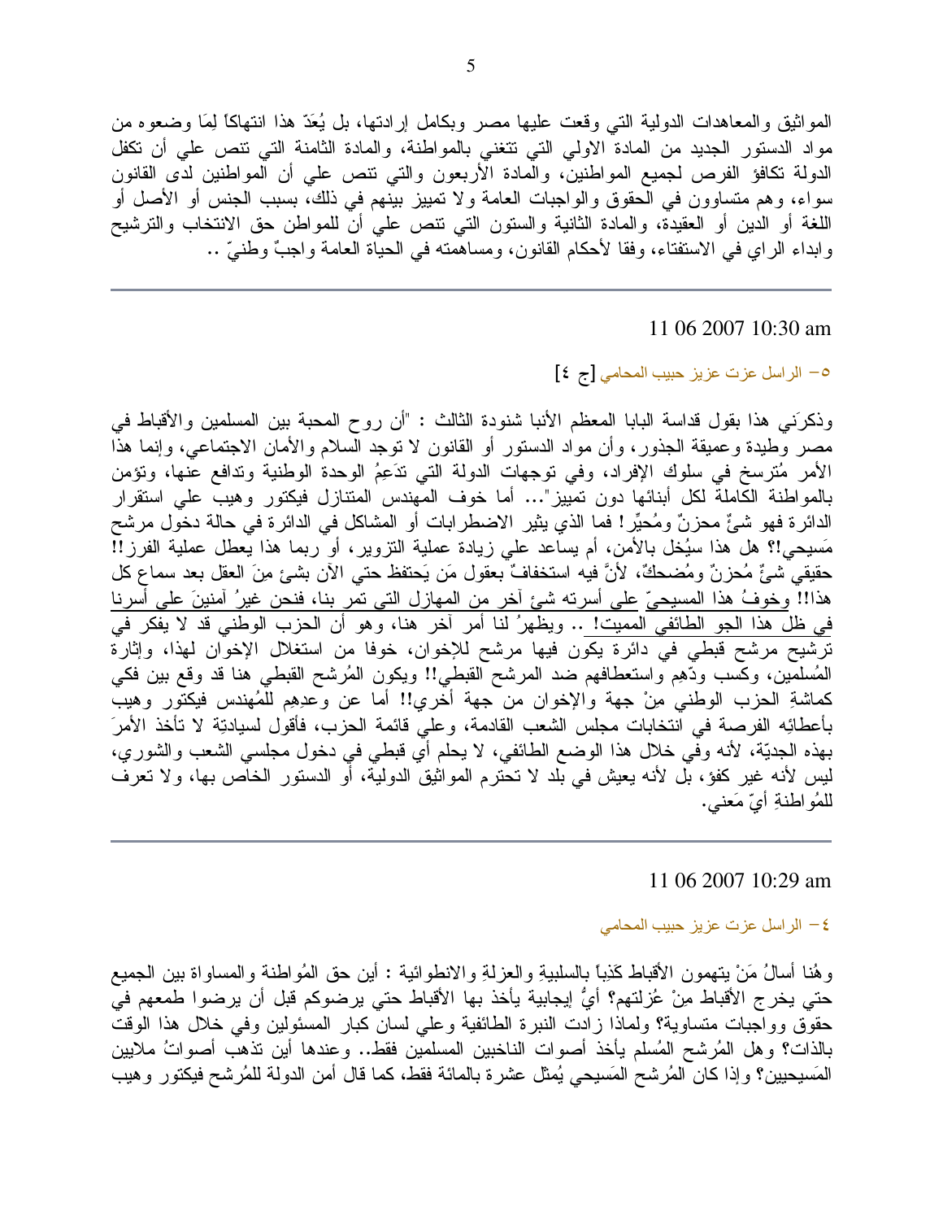المواثيق والمعاهدات الدولية التي وقعت عليها مصر وبكامل إرادتها، بل يُعَدّ هذا انتهاكاً لِمَا وضعوه من مواد الدستور الجديد من المادة الاولي التي تتغني بالمواطنة، والمادة الثامنة التي تنص علي أن تكفل الدولة تكافؤ الفرص لجميع المواطنين، والمادة الأربعون والتي تنص علي أن المواطنين لدى القانون سواء، وهم متساوون في الحقوق والواجبات العامة ولا تمييز بينهم في ذلك، بسبب الجنس أو الأصل أو اللغة أو الدين أو العقيدة، والمادة الثانية والستون التي تنص علي أن للمواطن حق الانتخاب والترشيح وابداء الراي في الاستفتاء، وفقا لأحكام القانون، ومساهمته في الحياة العامة واجبٌ وطنيّ ..

---

11 06 2007 10:30 am

٥– الراسل عزت عزيز حبيب المحامي [ج ٤]

وذكرَني هذا بقول قداسة البابا المعظم الأنبا شنودة الثالث : "أن روح المحبة بين المسلمين والأقباط في مصر وطيدة وعميقة الجذور، وأن مواد الدستور أو القانون لا توجد السلام والأمان الاجتماعي، وإنما هذا الأمر مُترسخ في سلوك الإفراد، وفي توجهات الدولة التي تدَعمُ الوحدة الوطنية وتدافع عنها، وتؤمن بالمواطنة الكاملة لكل أبنائها دون تمييز"... أما خوف المهندس المتنازل فيكتور وهيب علي استقرار الدائرة فهو شئٌ محزنٌ ومُحيِّر! فما الذي يثير الاضطرابات أو المشاكل في الدائرة في حالة دخول مرشح مَسيحي!؟ هل هذا سيُخل بالأمن، أم يساعد علي زيادة عملية التزوير، أو ربما هذا يعطل عملية الفرز!! حقيقي شئٌ مُحزنٌ ومُضحكٌ، لأنَّ فيه استخفافٌ بعقول مَن يَحتفظ حتي الآن بشئ مِنَ العقل بعد سماع كل هذا!! وخوفُ هذا المسيحيّ علي أسرته شئ آخر من المهازل التي تمر بنا، فنحن غيرُ آمنينَ علي أسرنا في ظل هذا الجو الطائفي المميت! .. ويظهرُ لنا أمر آخر هنا، وهو أن الحزب الوطني قد لا يفكر في ترشيح مرشح قبطي في دائرة يكون فيها مرشح للإخوان، خوفا من استغلال الإخوان لهذا، وإثارة المُسلمين، وكسب ودّهِم واستعطافهم ضد المرشح القبطي!! ويكون المُرشح القبطي هنا قد وقع بين فكي كماشةِ الحزب الوطني مِنْ جهة والإخوان من جهة أخري!! أما عن وعدهِم للمُهندس فيكتور وهيب بأعطائِه الفرصة في انتخابات مجلس الشعب القادمة، وعلي قائمة الحزب، فأقول لسيادتِهِ لا تأخذ الأمرَ بهذه الجديّة، لأنه وفي خلال هذا الوضع الطائفي، لا يحلم أي قبطي في دخول مجلسي الشعب والشوري، ليس لأنه غير كفؤ، بل لأنه يعيش في بلد لا تحترم المواثيق الدولية، أو الدستور الخاص بها، ولا تعرف للمُواطنةِ أيّ مَعني.

---

11 06 2007 10:29 am

٤– الراسل عزت عزيز حبيب المحامي

وهُنا أسالُ مَنْ يتهمون الأقباط كَذِباً بالسلبيةِ والعزلةِ والانطوائية : أين حق المُواطنة والمساواة بين الجميع حتي يخرج الأقباط مِنْ عُزلتهم؟ أيُّ إيجابية يأخذ بها الأقباط حتي يرضوكم قبل أن يرضوا طمعهم في حقوق وواجبات متساوية؟ ولماذا زادت النبرة الطائفية وعلي لسان كبار المسئولين وفي خلال هذا الوقت بالذات؟ وهل المُرشح المُسلم يأخذ أصوات الناخبين المسلمين فقط.. وعندها أين تذهب أصواتُ ملايين المَسيحيين؟ وإذا كان المُرشح المَسيحي يُمثل عشرة بالمائة فقط، كما قال أمن الدولة للمُرشح فيكتور وهيب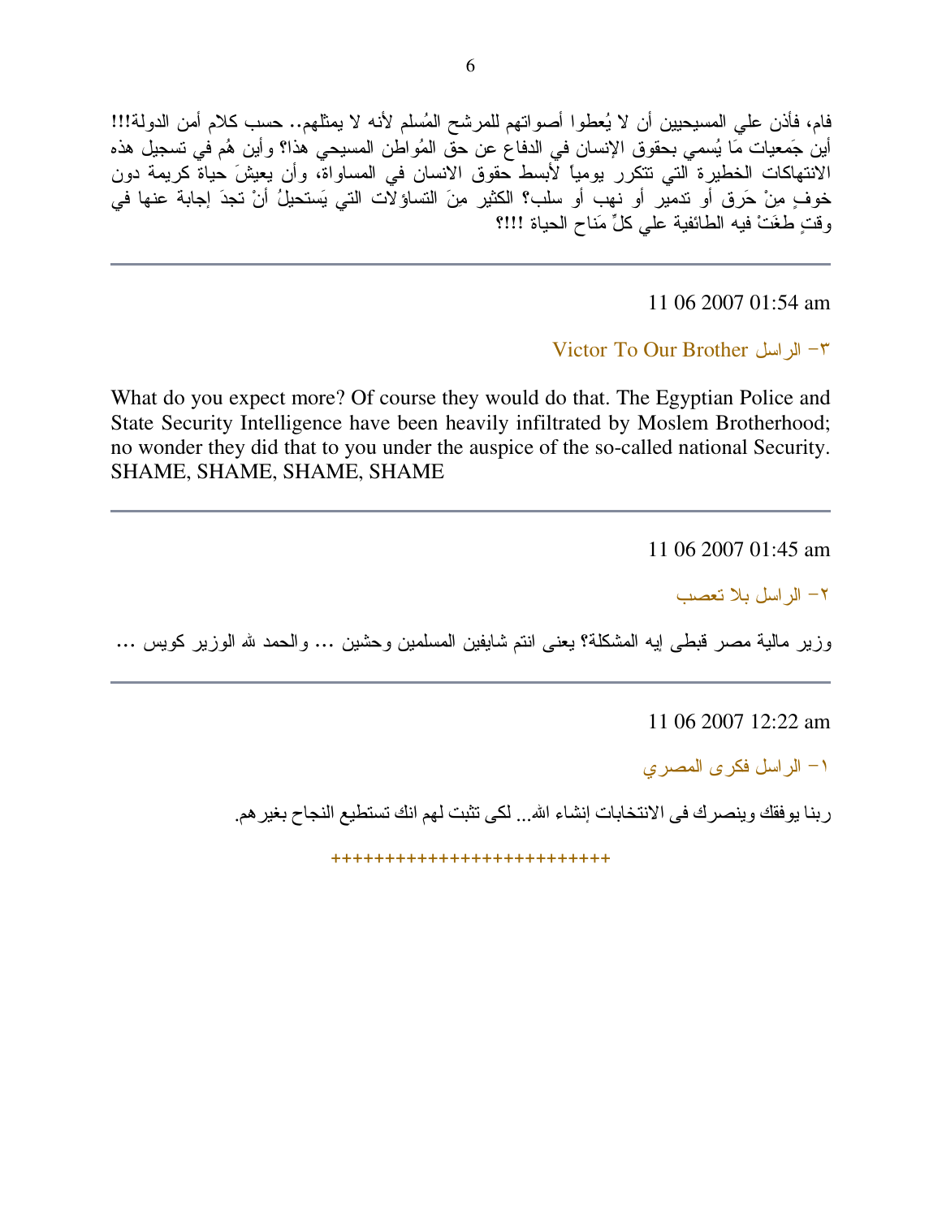فام، فأذن علي المسيحيين أن لا يُعطوا أصواتهم للمرشح المُسلم لأنه لا يمثلهم.. حسب كلام أمن الدولة!!! أين جَمعيات مَا يُسمي بحقوق الإنسان في الدفاع عن حق المُواطن المسيحي هذا؟ وأين هُم في تسجيل هذه الانتهاكات الخطيرة التي تتكرر يومياً لأبسط حقوق الانسان في المساواة، وأن يعيشَ حياة كريمة دون خوفٍ مِنْ حَرق أو تدمير أو نهب أو سلب؟ الكثير مِنَ التساؤلات التي يَستحيلُ أنْ تجدَ إجابة عنها في وقتٍ طغَتْ فيه الطائفية علي كلِّ مَناح الحياة !!!؟

---

11 06 2007 01:54 am

٣- الراسل Victor To Our Brother

What do you expect more? Of course they would do that. The Egyptian Police and State Security Intelligence have been heavily infiltrated by Moslem Brotherhood; no wonder they did that to you under the auspice of the so-called national Security. SHAME, SHAME, SHAME, SHAME

---

11 06 2007 01:45 am

٢- الراسل بلا تعصب

وزير مالية مصر قبطى إيه المشكلة؟ يعنى انتم شايفين المسلمين وحشين ... والحمد لله الوزير كويس ...

---

11 06 2007 12:22 am

١- الراسل فكرى المصري

ربنا يوفقك وينصرك فى الانتخابات إنشاء الله... لكى تثبت لهم انك تستطيع النجاح بغيرهم.

+++++++++++++++++++++++++